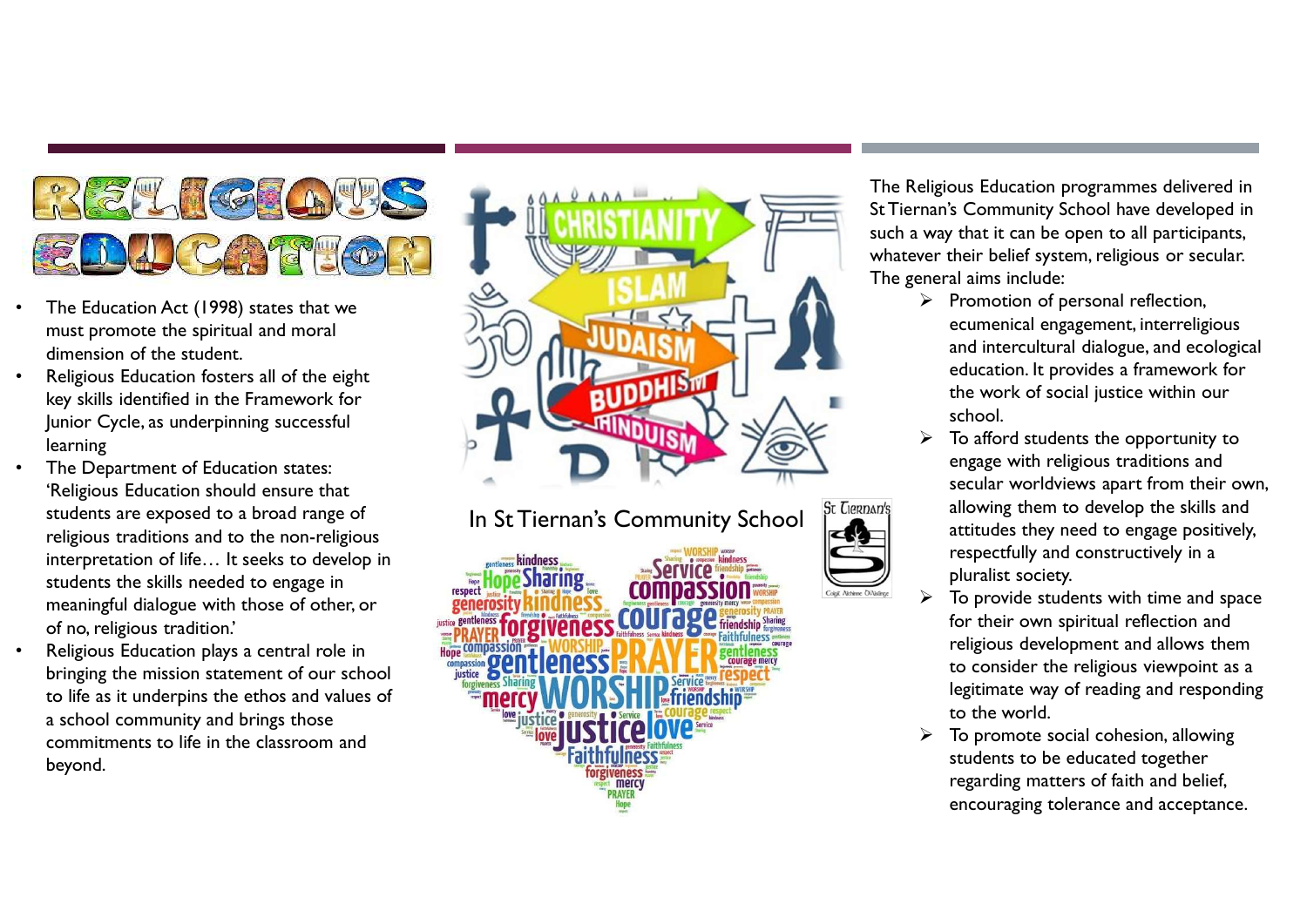# RELIGIOUS EDUCATION

- The Education Act (1998) states that we must promote the spiritual and moral dimension of the student.
- Religious Education fosters all of the eight key skills identified in the Framework for Junior Cycle, as underpinning successful learning
- The Department of Education states: 'Religious Education should ensure that students are exposed to a broad range of religious traditions and to the non-religious interpretation of life… It seeks to develop in students the skills needed to engage in meaningful dialogue with those of other, or of no, religious tradition.'
- Religious Education plays a central role in bringing the mission statement of our school to life as it underpins the ethos and values of a school community and brings those commitments to life in the classroom and beyond.

In St Tiernan's Community School

The Religious Education programmes delivered in St Tiernan's Community School have developed in such a way that it can be open to all participants, whatever their belief system, religious or secular. The general aims include:

- Promotion of personal reflection, ecumenical engagement, interreligious and intercultural dialogue, and ecological education. It provides a framework for the work of social justice within our school.
- To afford students the opportunity to engage with religious traditions and secular worldviews apart from their own, allowing them to develop the skills and attitudes they need to engage positively, respectfully and constructively in a pluralist society.
- To provide students with time and space for their own spiritual reflection and religious development and allows them to consider the religious viewpoint as a legitimate way of reading and responding to the world.
- To promote social cohesion, allowing students to be educated together regarding matters of faith and belief, encouraging tolerance and acceptance.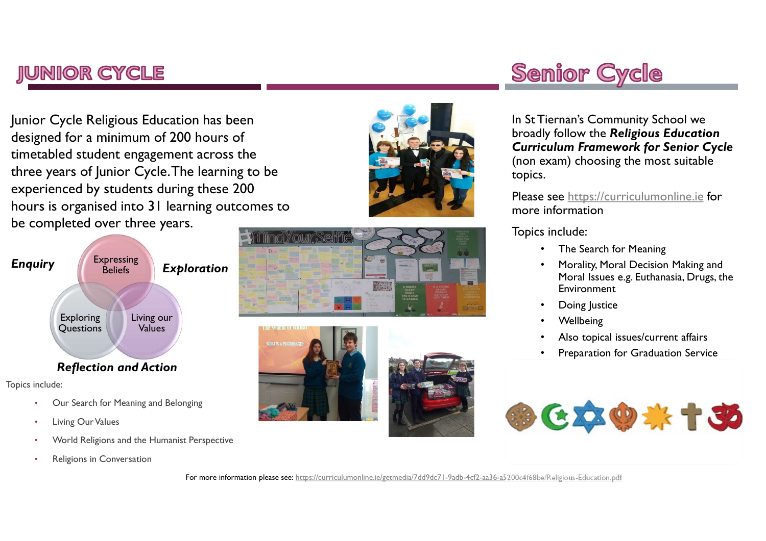# JUNIOR CYCLE

Junior Cycle Religious Education has been designed for a minimum of 200 hours of timetabled student engagement across the three years of Junior Cycle. The learning to be experienced by students during these 200 hours is organised into 31 learning outcomes to be completed over three years.

***Enquiry***

Expressing Beliefs

***Exploration***

Exploring Questions

Living our Values

***Reflection and Action***

Topics include:

- Our Search for Meaning and Belonging
- Living Our Values
- World Religions and the Humanist Perspective
- Religions in Conversation

# Senior Cycle

In St Tiernan's Community School we broadly follow the ***Religious Education Curriculum Framework for Senior Cycle*** (non exam) choosing the most suitable topics.

Please see https://curriculumonline.ie for more information

Topics include:

- The Search for Meaning
- Morality, Moral Decision Making and Moral Issues e.g. Euthanasia, Drugs, the Environment
- Doing Justice
- Wellbeing
- Also topical issues/current affairs
- Preparation for Graduation Service

For more information please see: https://curriculumonline.ie/getmedia/7dd9dc71-9adb-4cf2-aa36-a5200c4f68be/Religious-Education.pdf